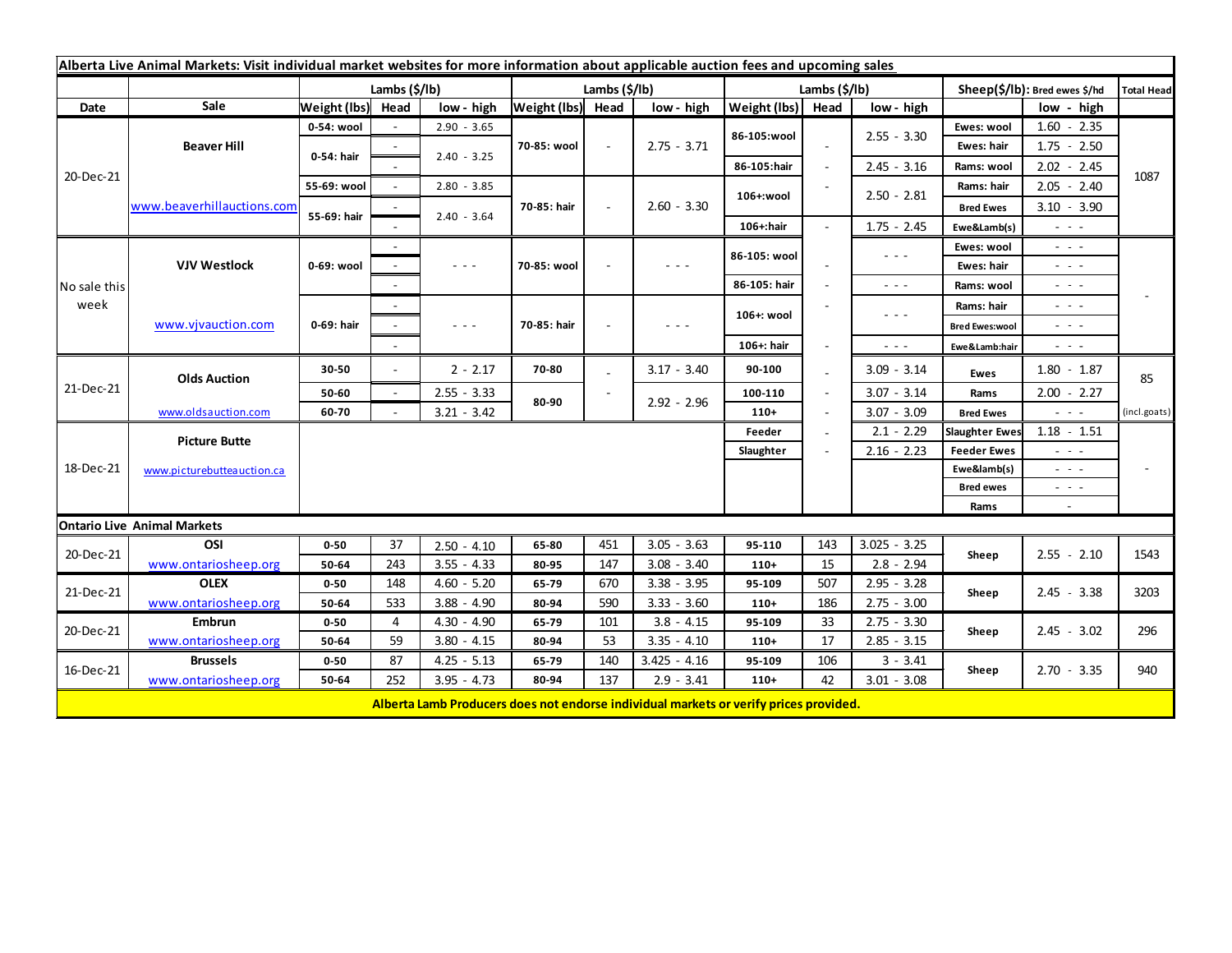**Alberta Live Animal Markets: Visit individual market websites for more information about applicable auction fees and upcoming sales**

| Date | Sale | Lambs ($/lb) | | | Lambs ($/lb) | | | Lambs ($/lb) | | | Sheep($/lb): Bred ewes $/hd | | Total Head |
|---|---|---|---|---|---|---|---|---|---|---|---|---|---|
| | | Weight (lbs) | Head | low - high | Weight (lbs) | Head | low - high | Weight (lbs) | Head | low - high | | low - high | |
| 20-Dec-21 | Beaver Hill | 0-54: wool | - | 2.90 - 3.65 | 70-85: wool | - | 2.75 - 3.71 | 86-105:wool | - | 2.55 - 3.30 | Ewes: wool | 1.60 - 2.35 | 1087 |
| | | 0-54: hair | - | 2.40 - 3.25 | | | | | | | Ewes: hair | 1.75 - 2.50 | |
| | | | - | | | | | 86-105:hair | - | 2.45 - 3.16 | Rams: wool | 2.02 - 2.45 | |
| | | 55-69: wool | - | 2.80 - 3.85 | 70-85: hair | - | 2.60 - 3.30 | 106+:wool | - | 2.50 - 2.81 | Rams: hair | 2.05 - 2.40 | |
| | www.beaverhillauctions.com | 55-69: hair | - | 2.40 - 3.64 | | | | | | | Bred Ewes | 3.10 - 3.90 | |
| | | | - | | | | | 106+:hair | - | 1.75 - 2.45 | Ewe&Lamb(s) | - - - | |
| No sale this week | VJV Westlock | 0-69: wool | - | - - - | 70-85: wool | - | - - - | 86-105: wool | - | - - - | Ewes: wool | - - - | - |
| | | | - | | | | | | | | Ewes: hair | - - - | |
| | | | - | | | | | 86-105: hair | - | - - - | Rams: wool | - - - | |
| | | 0-69: hair | - | - - - | 70-85: hair | - | - - - | 106+: wool | - | - - - | Rams: hair | - - - | |
| | www.vjvauction.com | | - | | | | | | | | Bred Ewes:wool | - - - | |
| | | | - | | | | | 106+: hair | - | - - - | Ewe&Lamb:hair | - - - | |
| 21-Dec-21 | Olds Auction | 30-50 | - | 2 - 2.17 | 70-80 | - | 3.17 - 3.40 | 90-100 | - | 3.09 - 3.14 | Ewes | 1.80 - 1.87 | 85 |
| | | 50-60 | - | 2.55 - 3.33 | 80-90 | - | 2.92 - 2.96 | 100-110 | - | 3.07 - 3.14 | Rams | 2.00 - 2.27 | |
| | www.oldsauction.com | 60-70 | - | 3.21 - 3.42 | | | | 110+ | - | 3.07 - 3.09 | Bred Ewes | - - - | (incl.goats) |
| 18-Dec-21 | Picture Butte | | | | | | | Feeder | - | 2.1 - 2.29 | Slaughter Ewes | 1.18 - 1.51 | - |
| | | | | | | | | Slaughter | - | 2.16 - 2.23 | Feeder Ewes | - - - | |
| | www.picturebutteauction.ca | | | | | | | | | | Ewe&lamb(s) | - - - | |
| | | | | | | | | | | | Bred ewes | - - - | |
| | | | | | | | | | | | Rams | - | |
| **Ontario Live Animal Markets** | | | | | | | | | | | | | |
| 20-Dec-21 | OSI | 0-50 | 37 | 2.50 - 4.10 | 65-80 | 451 | 3.05 - 3.63 | 95-110 | 143 | 3.025 - 3.25 | Sheep | 2.55 - 2.10 | 1543 |
| | www.ontariosheep.org | 50-64 | 243 | 3.55 - 4.33 | 80-95 | 147 | 3.08 - 3.40 | 110+ | 15 | 2.8 - 2.94 | | | |
| 21-Dec-21 | OLEX | 0-50 | 148 | 4.60 - 5.20 | 65-79 | 670 | 3.38 - 3.95 | 95-109 | 507 | 2.95 - 3.28 | Sheep | 2.45 - 3.38 | 3203 |
| | www.ontariosheep.org | 50-64 | 533 | 3.88 - 4.90 | 80-94 | 590 | 3.33 - 3.60 | 110+ | 186 | 2.75 - 3.00 | | | |
| 20-Dec-21 | Embrun | 0-50 | 4 | 4.30 - 4.90 | 65-79 | 101 | 3.8 - 4.15 | 95-109 | 33 | 2.75 - 3.30 | Sheep | 2.45 - 3.02 | 296 |
| | www.ontariosheep.org | 50-64 | 59 | 3.80 - 4.15 | 80-94 | 53 | 3.35 - 4.10 | 110+ | 17 | 2.85 - 3.15 | | | |
| 16-Dec-21 | Brussels | 0-50 | 87 | 4.25 - 5.13 | 65-79 | 140 | 3.425 - 4.16 | 95-109 | 106 | 3 - 3.41 | Sheep | 2.70 - 3.35 | 940 |
| | www.ontariosheep.org | 50-64 | 252 | 3.95 - 4.73 | 80-94 | 137 | 2.9 - 3.41 | 110+ | 42 | 3.01 - 3.08 | | | |

**Alberta Lamb Producers does not endorse individual markets or verify prices provided.**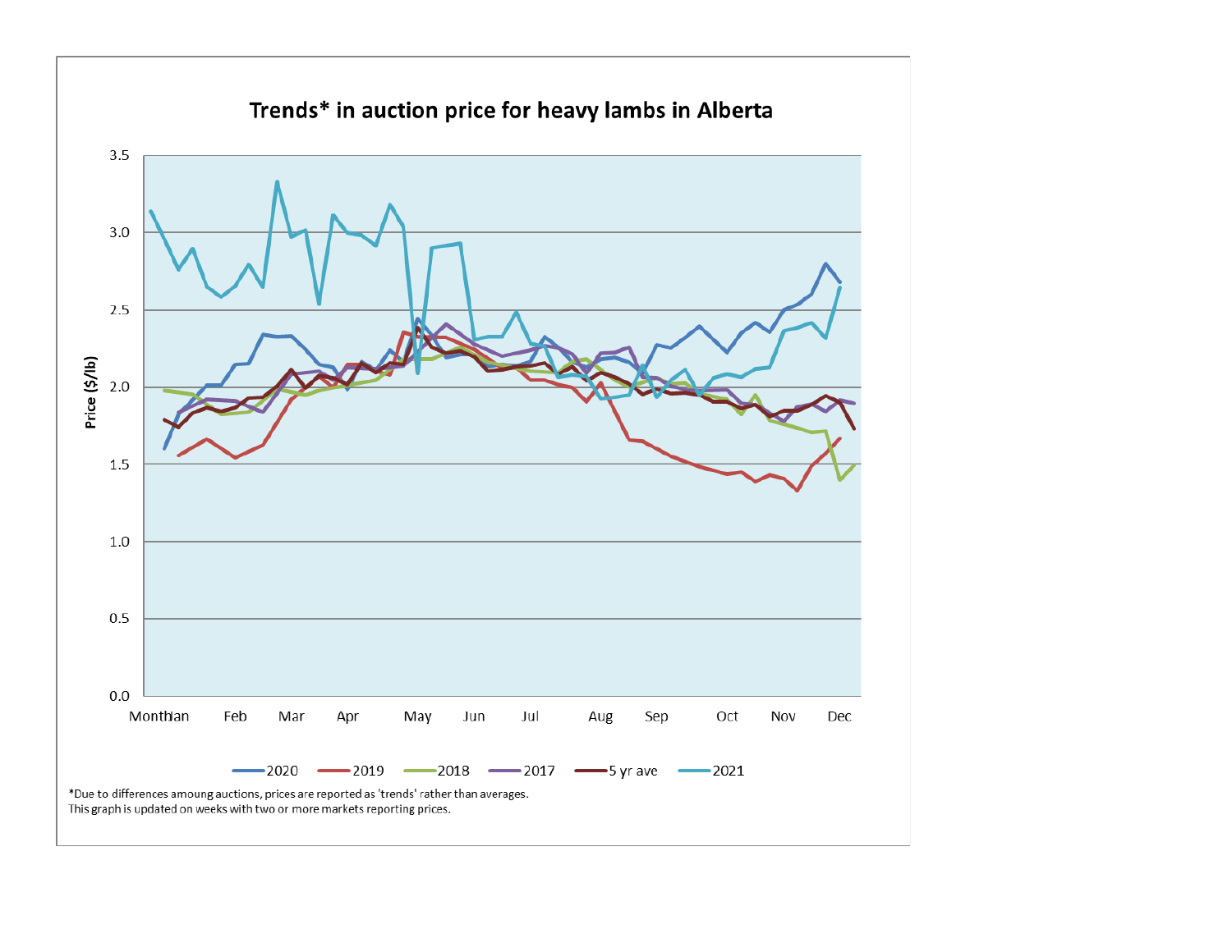## Trends* in auction price for heavy lambs in Alberta

Price ($/lb)

3.5
3.0
2.5
2.0
1.5
1.0
0.5
0.0

Month Jan Feb Mar Apr May Jun Jul Aug Sep Oct Nov Dec

2020 2019 2018 2017 5 yr ave 2021

*Due to differences amoung auctions, prices are reported as 'trends' rather than averages.
This graph is updated on weeks with two or more markets reporting prices.